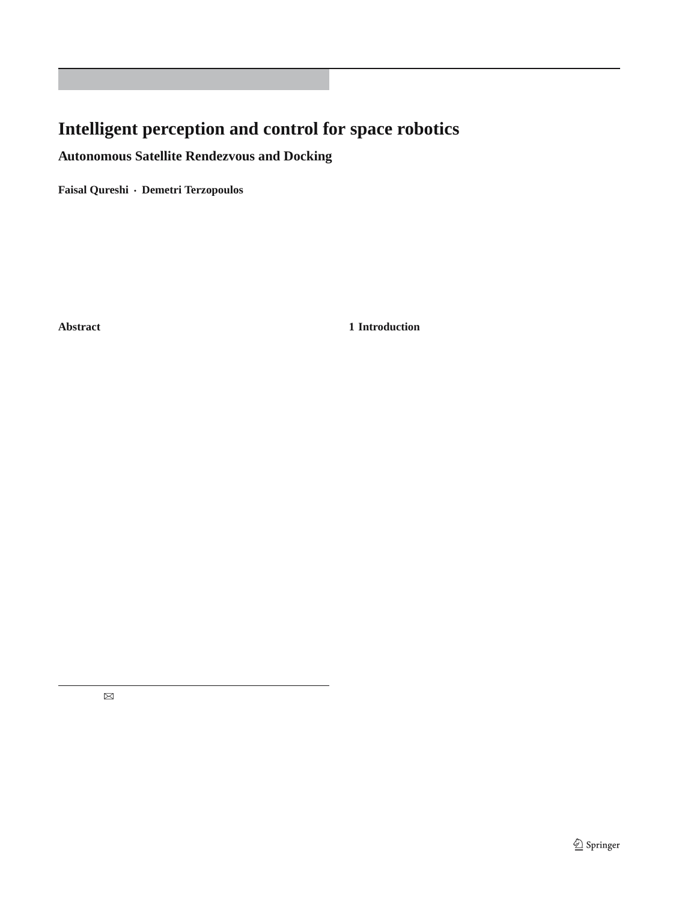# Intelligent perception and control for space robotics

## Autonomous Satellite Rendezvous and Docking

**Faisal Qureshi · Demetri Terzopoulos**

**Abstract**

## 1 Introduction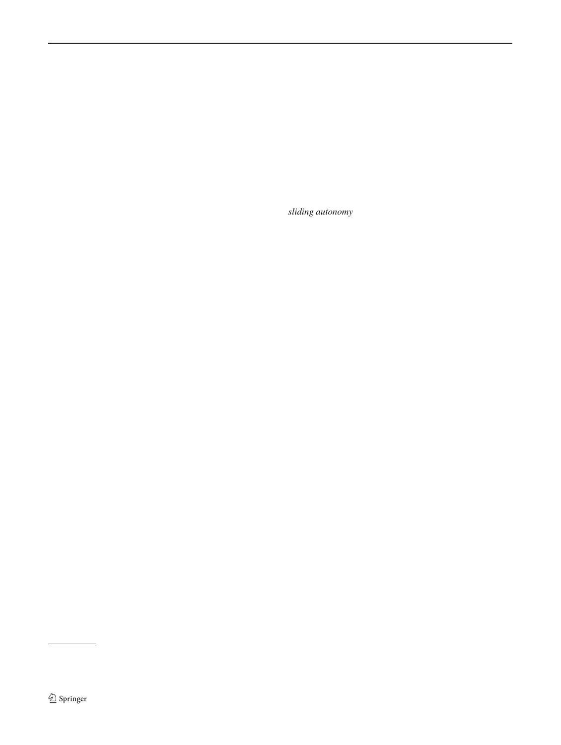*sliding autonomy*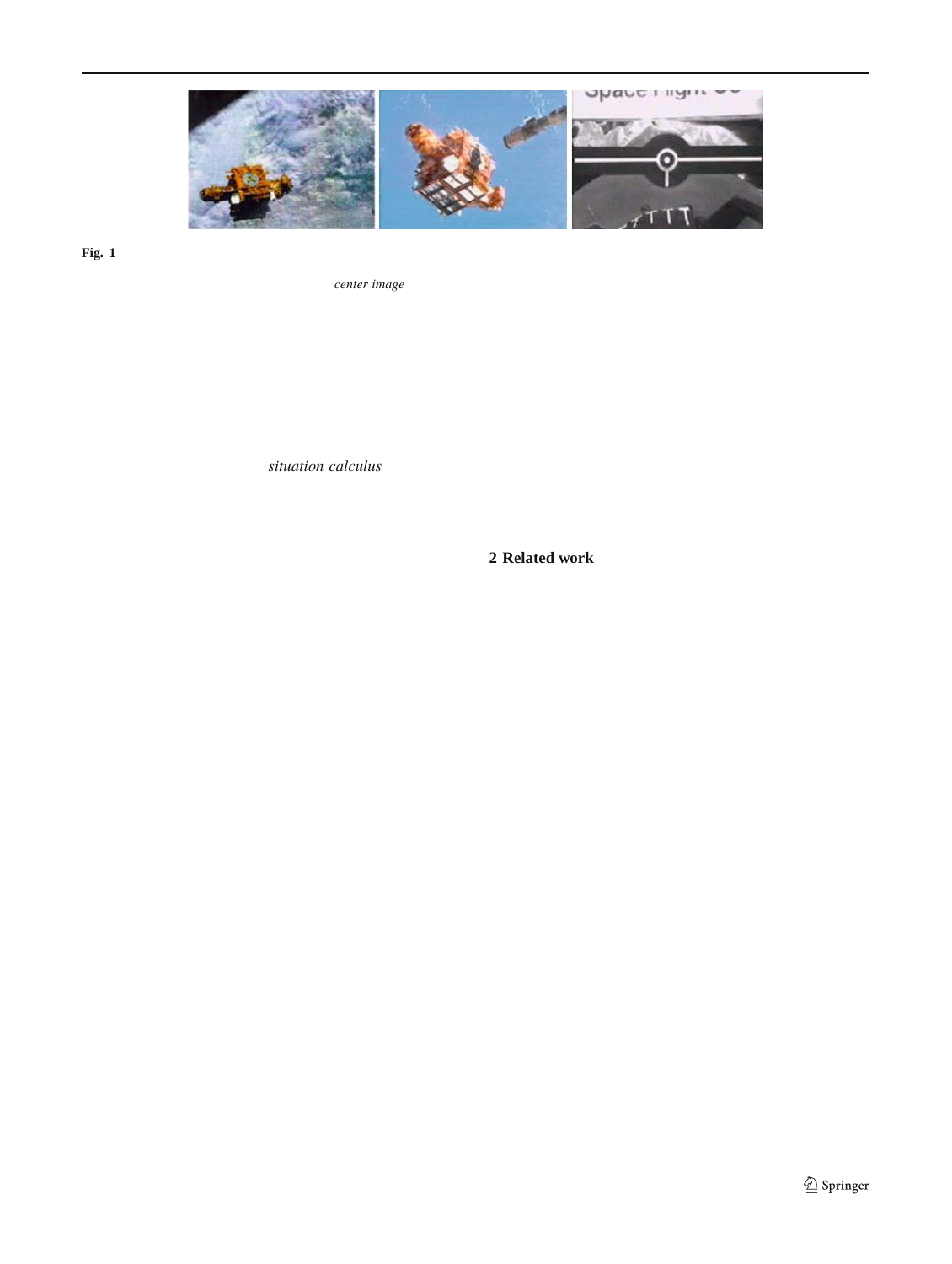**Fig. 1**

*center image*

*situation calculus*

## 2 Related work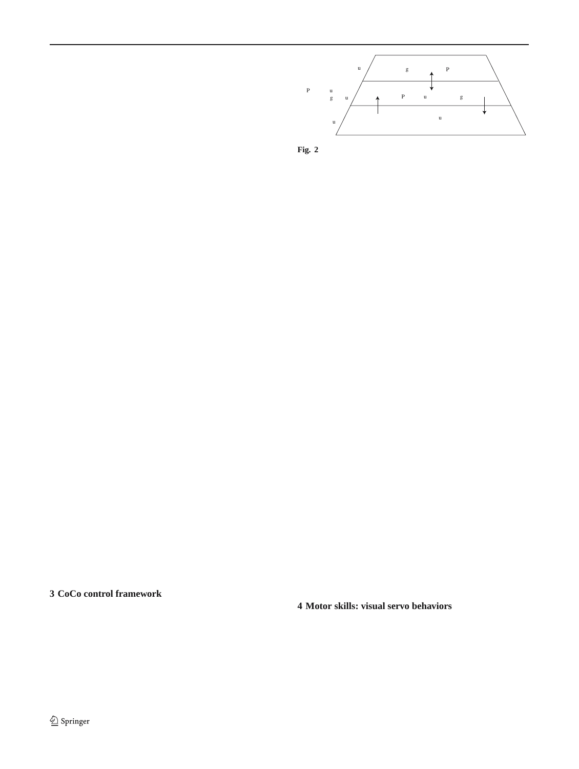Fig. 2

## 3 CoCo control framework

## 4 Motor skills: visual servo behaviors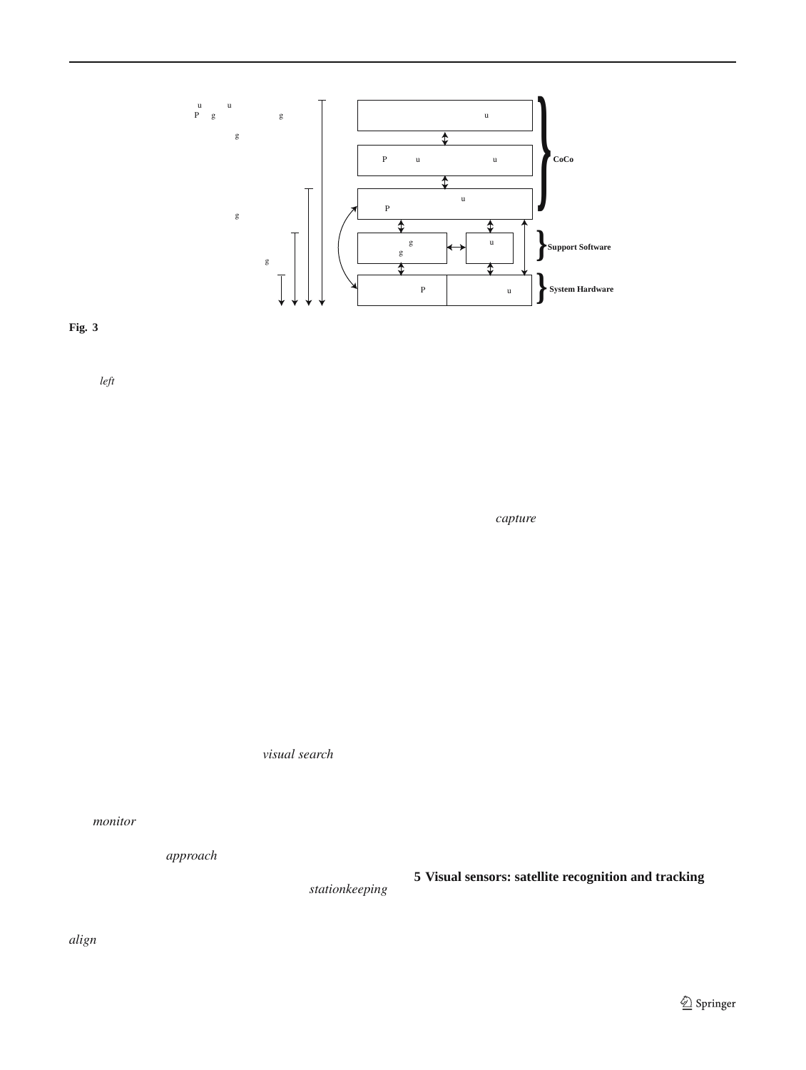**Fig. 3**

*left*

*capture*

*visual search*

*monitor*

*approach*

*stationkeeping*

*align*

## 5 Visual sensors: satellite recognition and tracking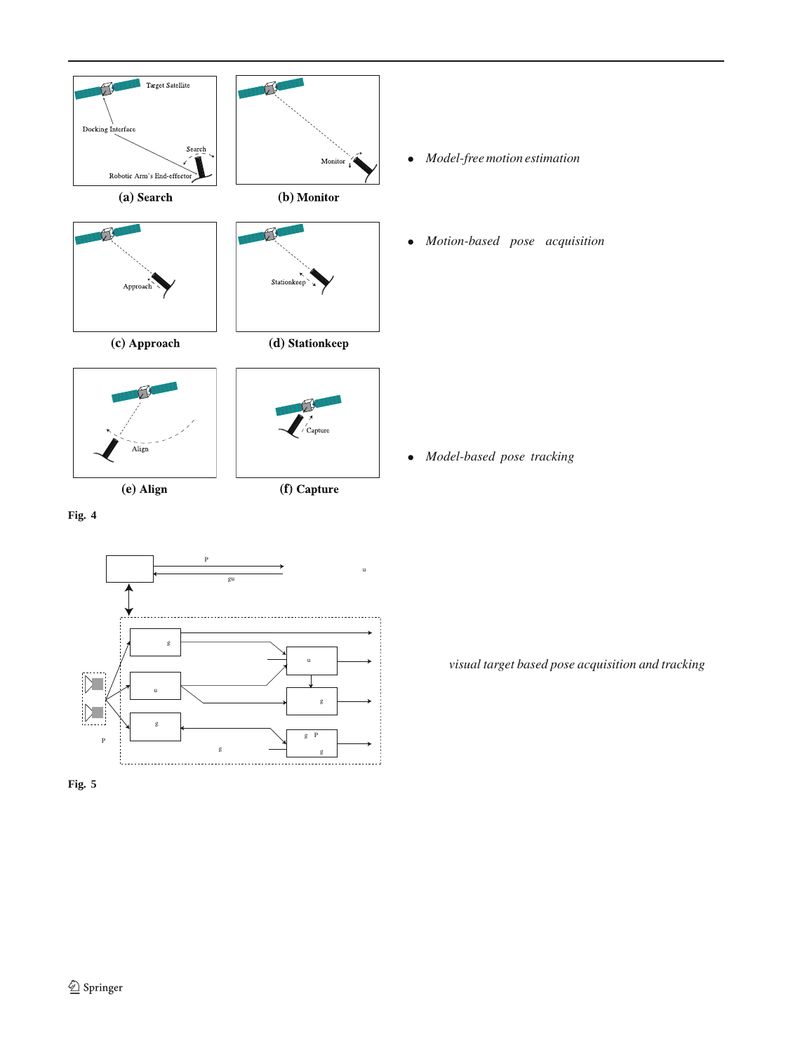Target Satellite

Docking Interface

Search

Robotic Arm's End-effector

**(a) Search**

Monitor

**(b) Monitor**

Approach

**(c) Approach**

Stationkeep

**(d) Stationkeep**

Align

**(e) Align**

Capture

**(f) Capture**

**Fig. 4**

- *Model-free motion estimation*

- *Motion-based pose acquisition*

- *Model-based pose tracking*

**Fig. 5**

*visual target based pose acquisition and tracking*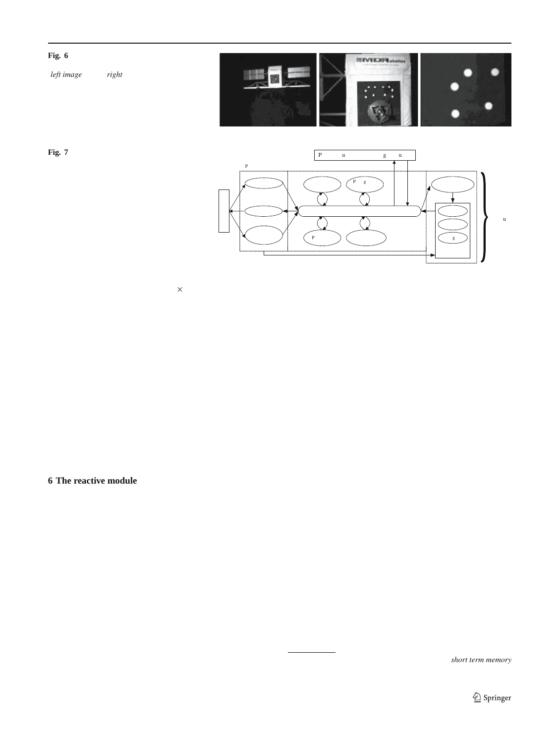**Fig. 6**

*left image* *right*

**Fig. 7**

×

## 6 The reactive module

*short term memory*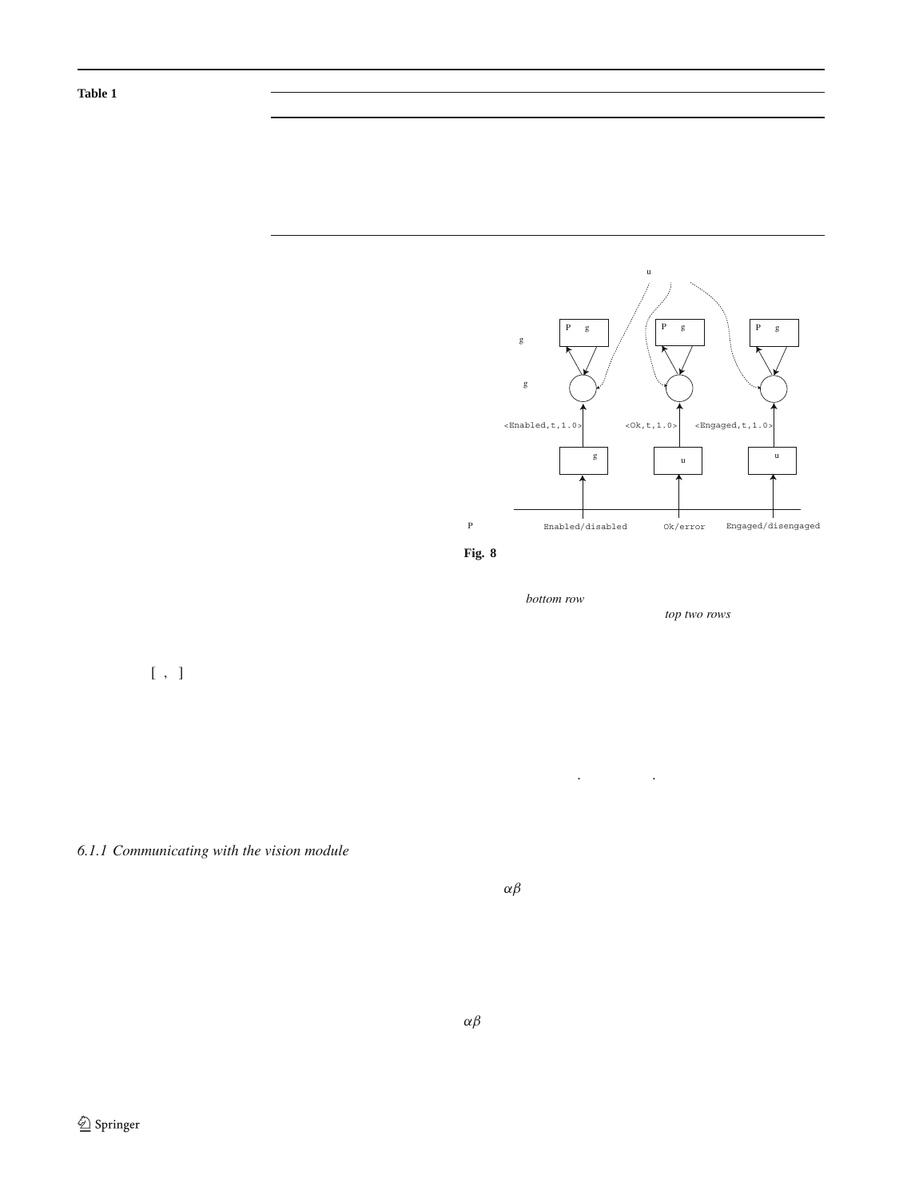**Table 1**

u

P g

P g

P g

g

g

<Enabled,t,1.0>

<Ok,t,1.0>

<Engaged,t,1.0>

g

u

u

P

Enabled/disabled

Ok/error

Engaged/disengaged

**Fig. 8**

*bottom row*

*top two rows*

[ , ]

. .

*6.1.1 Communicating with the vision module*

$\alpha\beta$

$\alpha\beta$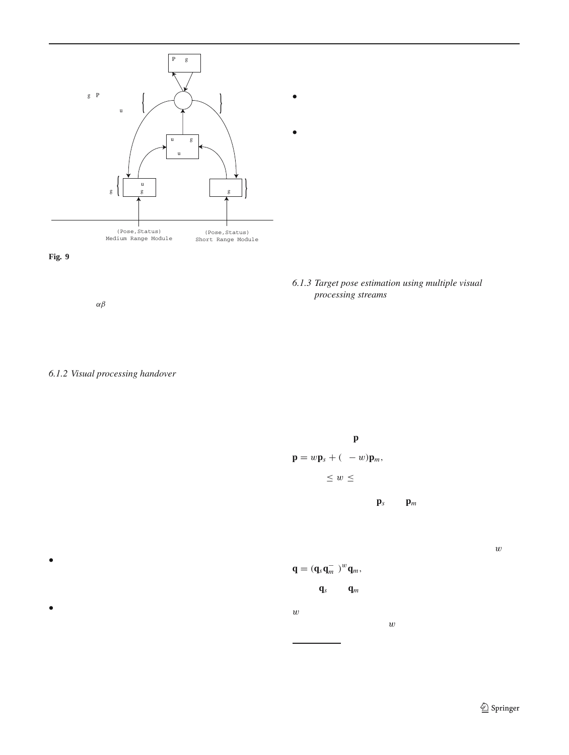(Pose,Status)
Medium Range Module

(Pose,Status)
Short Range Module

**Fig. 9**

$\alpha\beta$

*6.1.2 Visual processing handover*

•

•

•

•

*6.1.3 Target pose estimation using multiple visual processing streams*

$\mathbf{p}$

$$\mathbf{p} = w\mathbf{p}_s + ( \ - w)\mathbf{p}_m,$$

$\leq w \leq$

$\mathbf{p}_s$ $\mathbf{p}_m$

$w$

$$\mathbf{q} = (\mathbf{q}_s\mathbf{q}_m^{-})^w\mathbf{q}_m,$$

$\mathbf{q}_s$ $\mathbf{q}_m$

$w$

$w$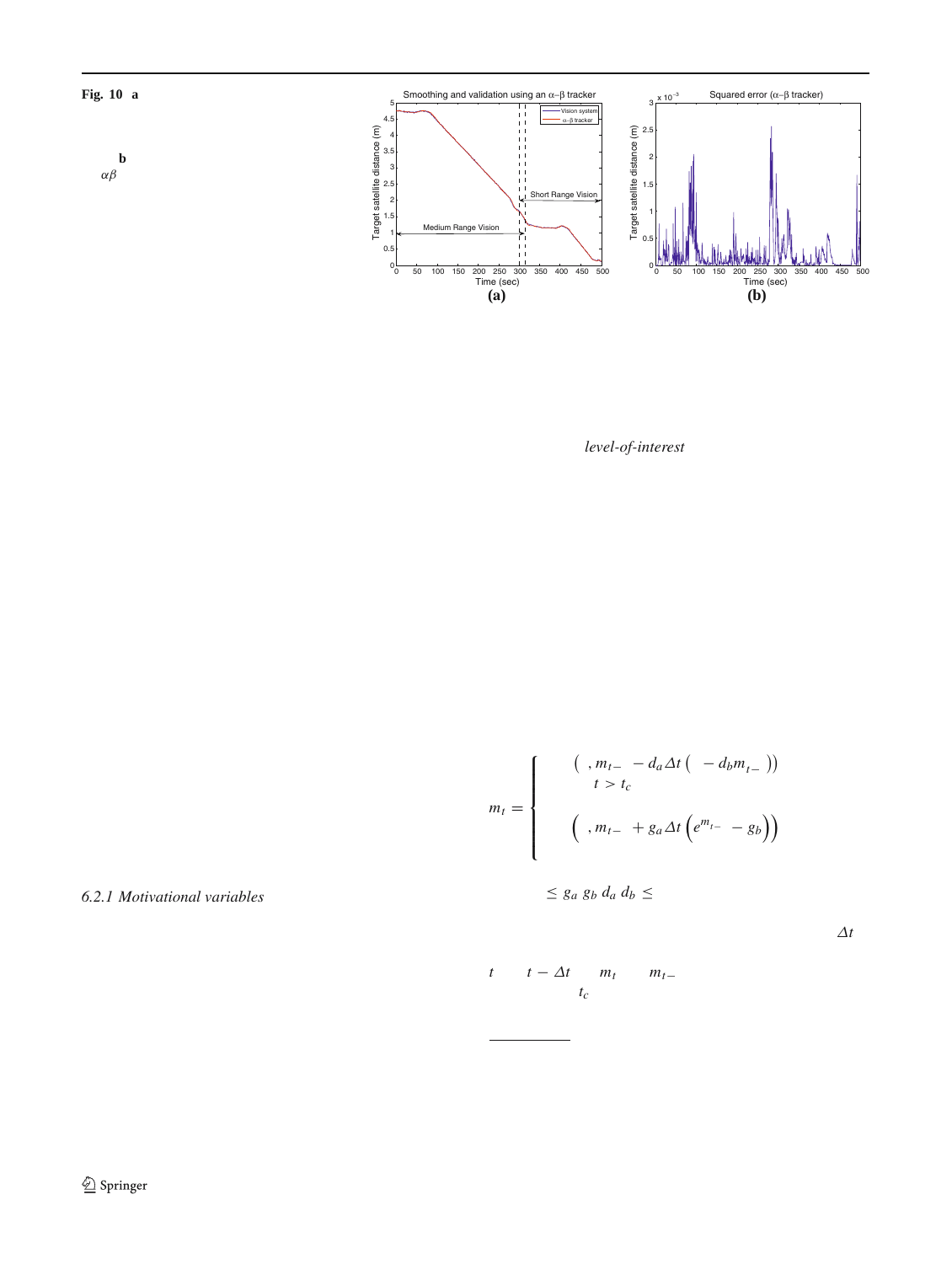**Fig. 10 a**

**b**
$\alpha\beta$

*level-of-interest*

$$m_t = \begin{cases} \left( \ , m_{t-} \ - d_a \Delta t \left( \ - d_b m_{t-} \ \right) \right) \\ \quad t > t_c \\ \left( \ , m_{t-} \ + g_a \Delta t \left( e^{m_{t-}} \ - g_b \right) \right) \end{cases}$$

### *6.2.1 Motivational variables*

$\leq g_a \ g_b \ d_a \ d_b \ \leq$

$\Delta t$

$t \quad t - \Delta t \quad m_t \quad m_{t-}$
$t_c$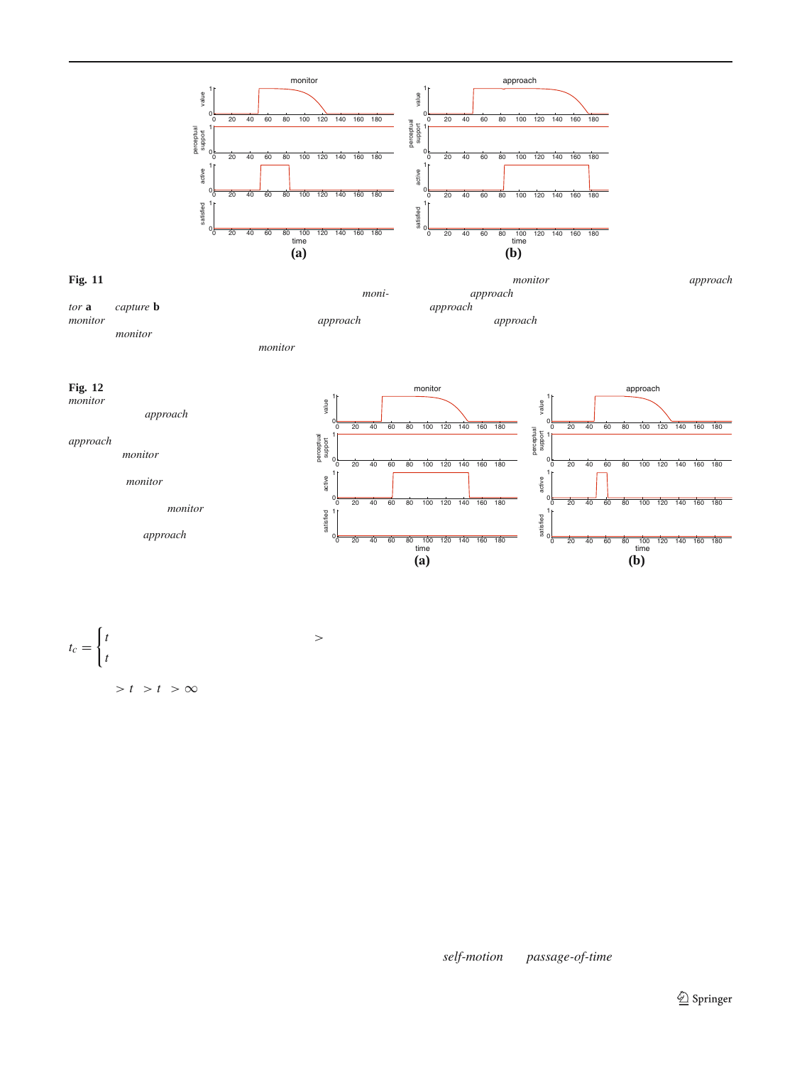**Fig. 11** *monitor* *approach* *moni-* *approach* *tor* **a** *capture* **b** *approach* *monitor* *approach* *approach* *monitor* *monitor*

**Fig. 12** *monitor* *approach* *approach* *monitor* *monitor* *monitor* *approach*

$$t_c = \begin{cases} t & > \\ t & \end{cases}$$

$> t \; > t \; > \infty$

*self-motion* *passage-of-time*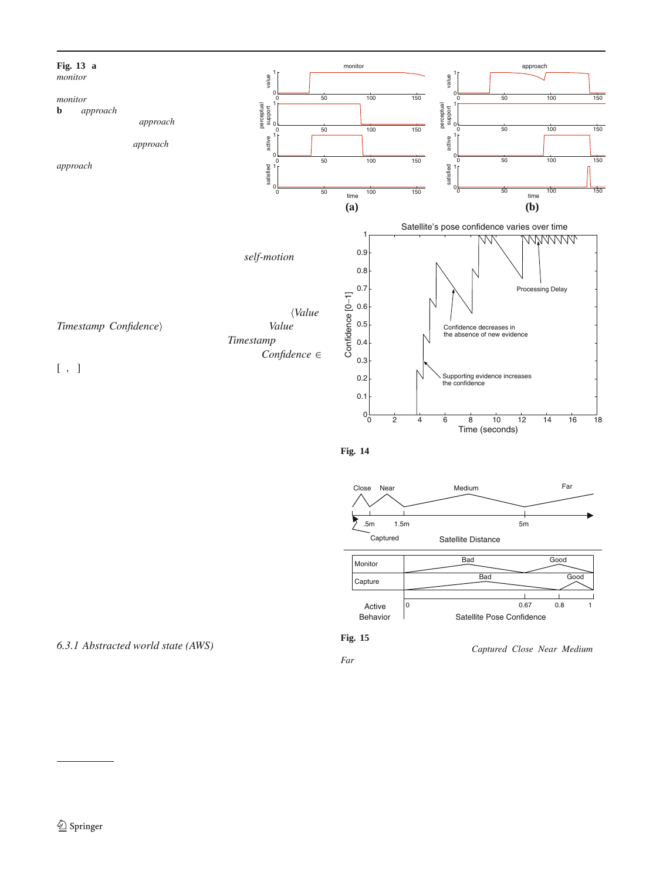**Fig. 13** **a** *monitor*

*monitor*
**b** *approach*
*approach*

*approach*

*approach*

*self-motion*

⟨*Value*
*Timestamp* *Confidence*⟩ *Value*
*Timestamp*
*Confidence* ∈
[ , ]

**Fig. 14**

**Fig. 15**

*Captured* *Close* *Near* *Medium*
*Far*

*6.3.1 Abstracted world state (AWS)*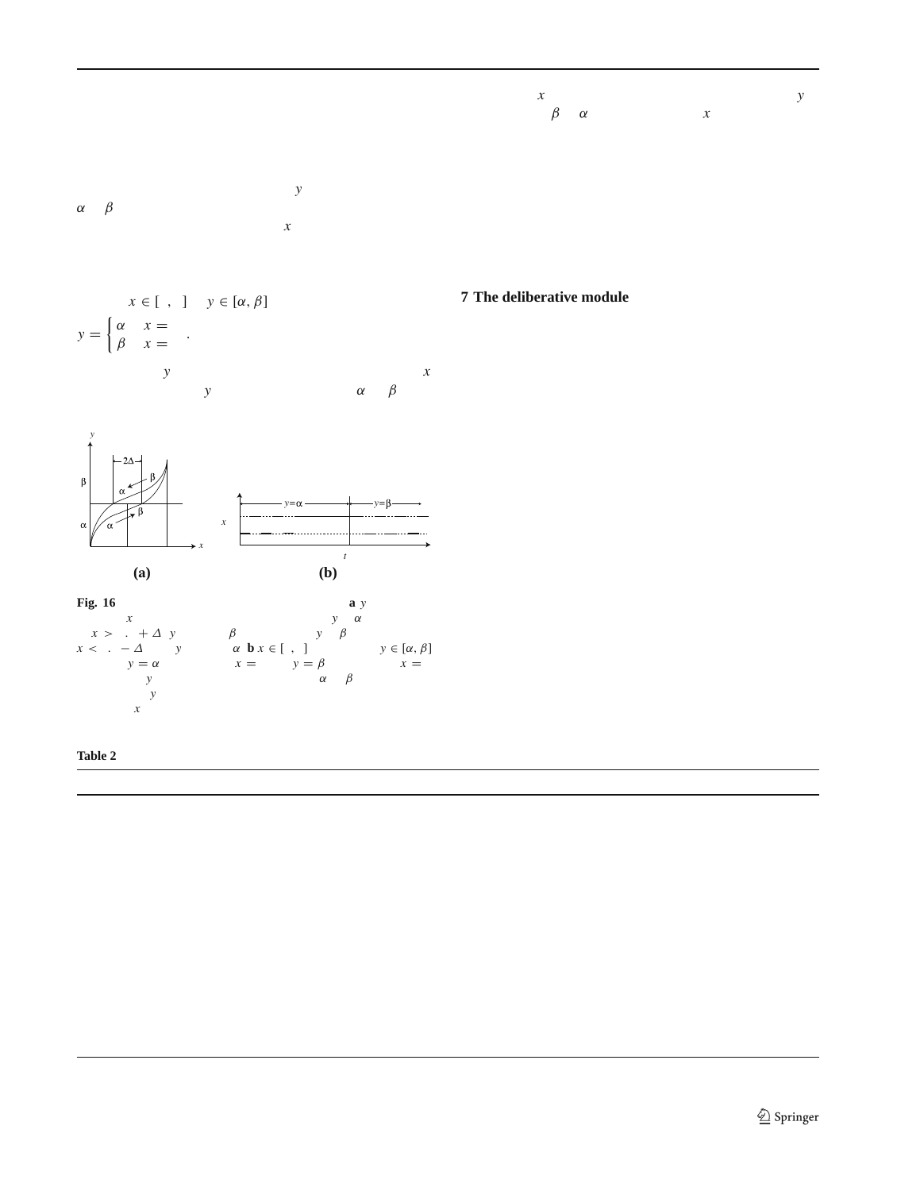$x$ $y$
$\beta$ $\alpha$ $x$

$y$
$\alpha$ $\beta$
$x$

$x \in [\ ,\ ]$ $y \in [\alpha, \beta]$

$$y = \begin{cases} \alpha & x = \\ \beta & x = \end{cases} .$$

$y$ $x$
$y$ $\alpha$ $\beta$

**Fig. 16** **a** $y$ $x$ $y$ $\alpha$ $x > \ . + \Delta$ $y$ $\beta$ $y$ $\beta$ $x < \ . - \Delta$ $y$ $\alpha$ **b** $x \in [\ ,\ ]$ $y \in [\alpha, \beta]$ $y = \alpha$ $x =$ $y = \beta$ $x =$ $y$ $\alpha$ $\beta$ $y$ $x$

**Table 2**

## 7 The deliberative module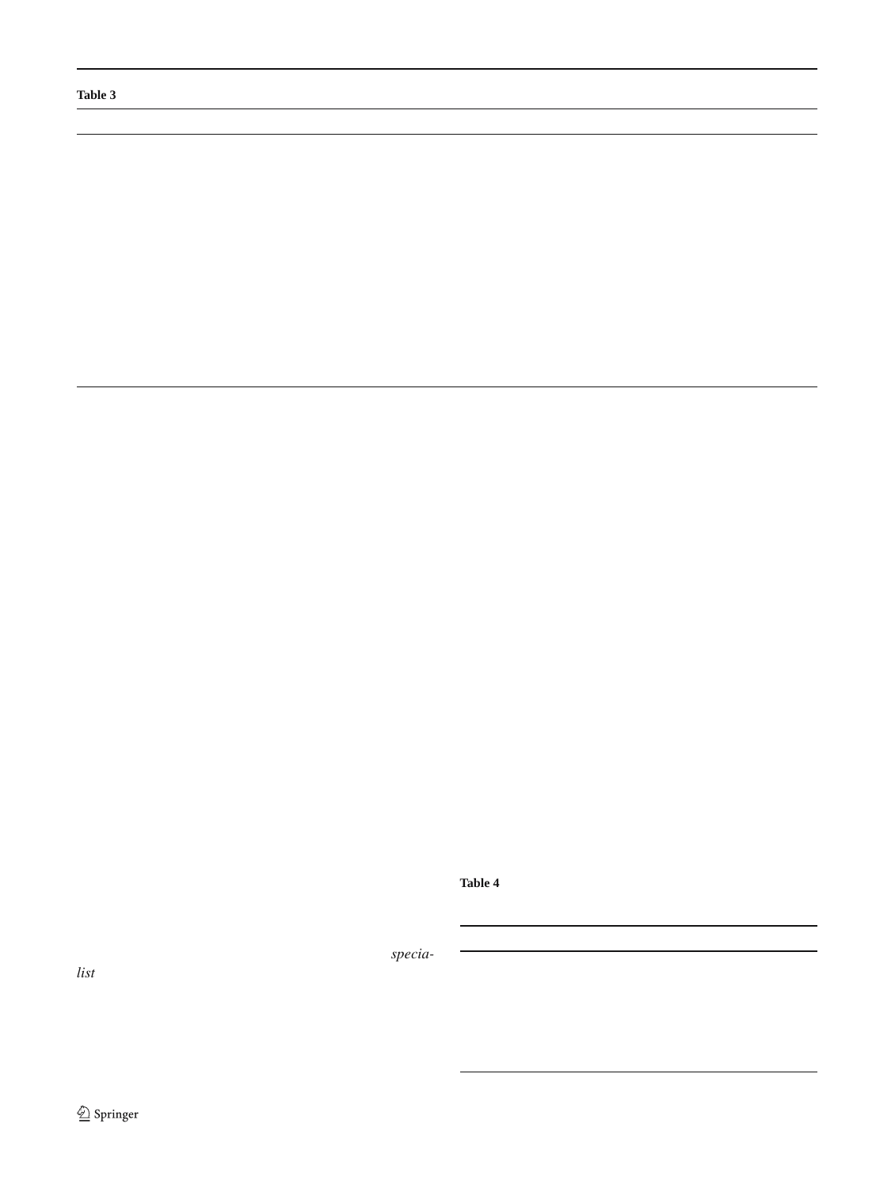**Table 3**

**Table 4**

*specia-list*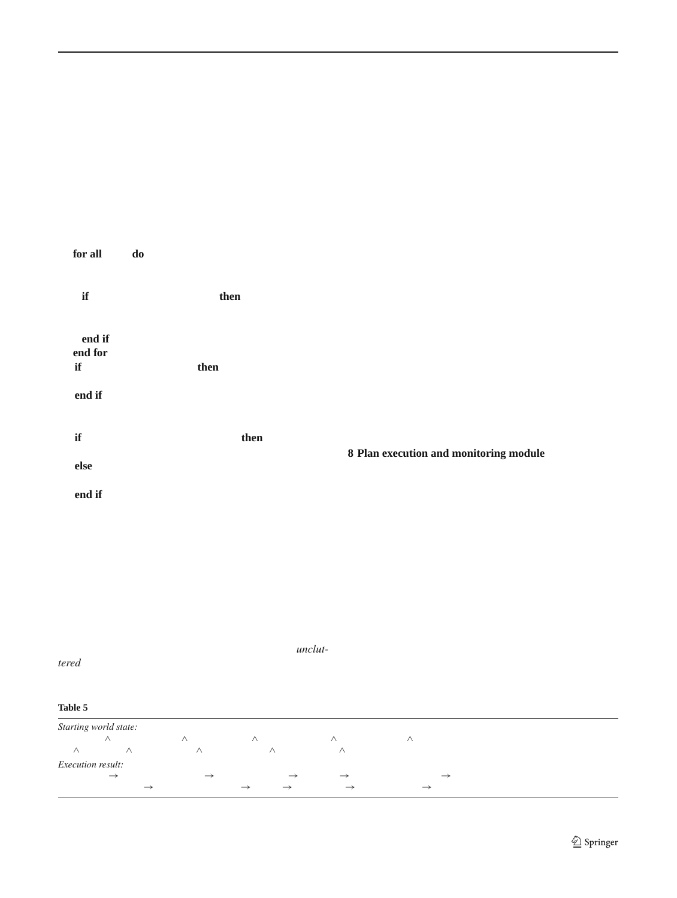for all do

if then

end if
end for
if then

end if

if then

else

end if

## 8 Plan execution and monitoring module

*unclut-tered*

**Table 5**

| |
|---|
| *Starting world state:* |
| ∧ ∧ ∧ ∧ ∧ |
| ∧ ∧ ∧ ∧ ∧ |
| *Execution result:* |
| → → → → → |
| → → → → → |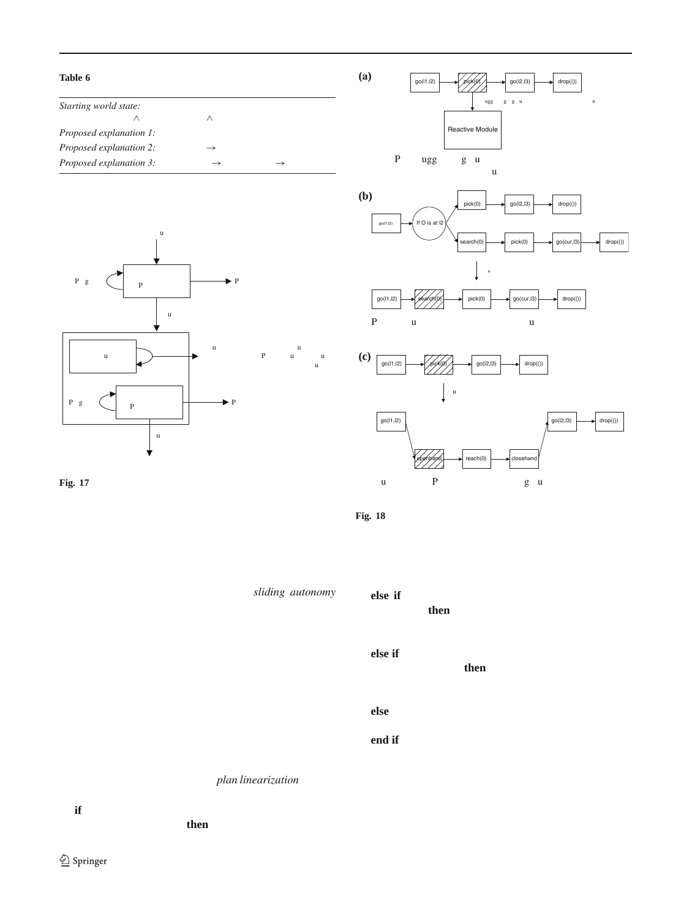**Table 6**

| *Starting world state:* | | |
|---|---|---|
| | $\wedge$ | $\wedge$ |
| *Proposed explanation 1:* | | |
| *Proposed explanation 2:* | $\rightarrow$ | |
| *Proposed explanation 3:* | $\rightarrow$ | $\rightarrow$ |

**Fig. 17**

**(a)**

go(l1,l2) → pick(0) → go(l2,l3) → drop(())

Reactive Module

**(b)**

go(l1,l2) → If O is at l2 → pick(0) → go(l2,l3) → drop(())

search(0) → pick(0) → go(cur,l3) → drop(())

go(l1,l2) → search(0) → pick(0) → go(cur,l3) → drop(())

**(c)**

go(l1,l2) → pick(0) → go(l2,l3) → drop(())

go(l1,l2) → openhand → reach(0) → closehand → go(l2,l3) → drop(())

**Fig. 18**

*sliding autonomy*

*plan linearization*

**if**

**then**

**else if**

**then**

**else if**

**then**

**else**

**end if**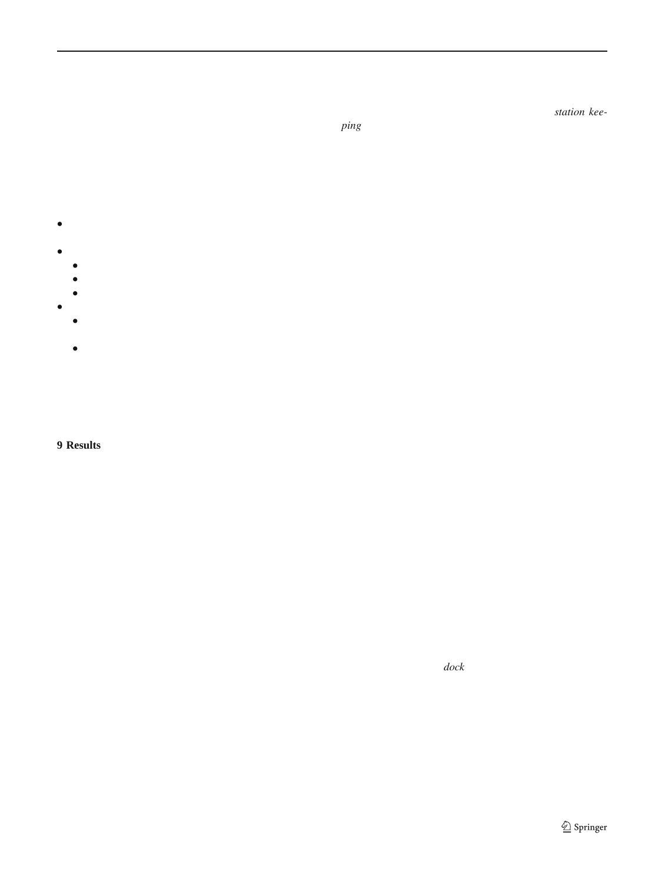*station keeping*

## 9 Results

*dock*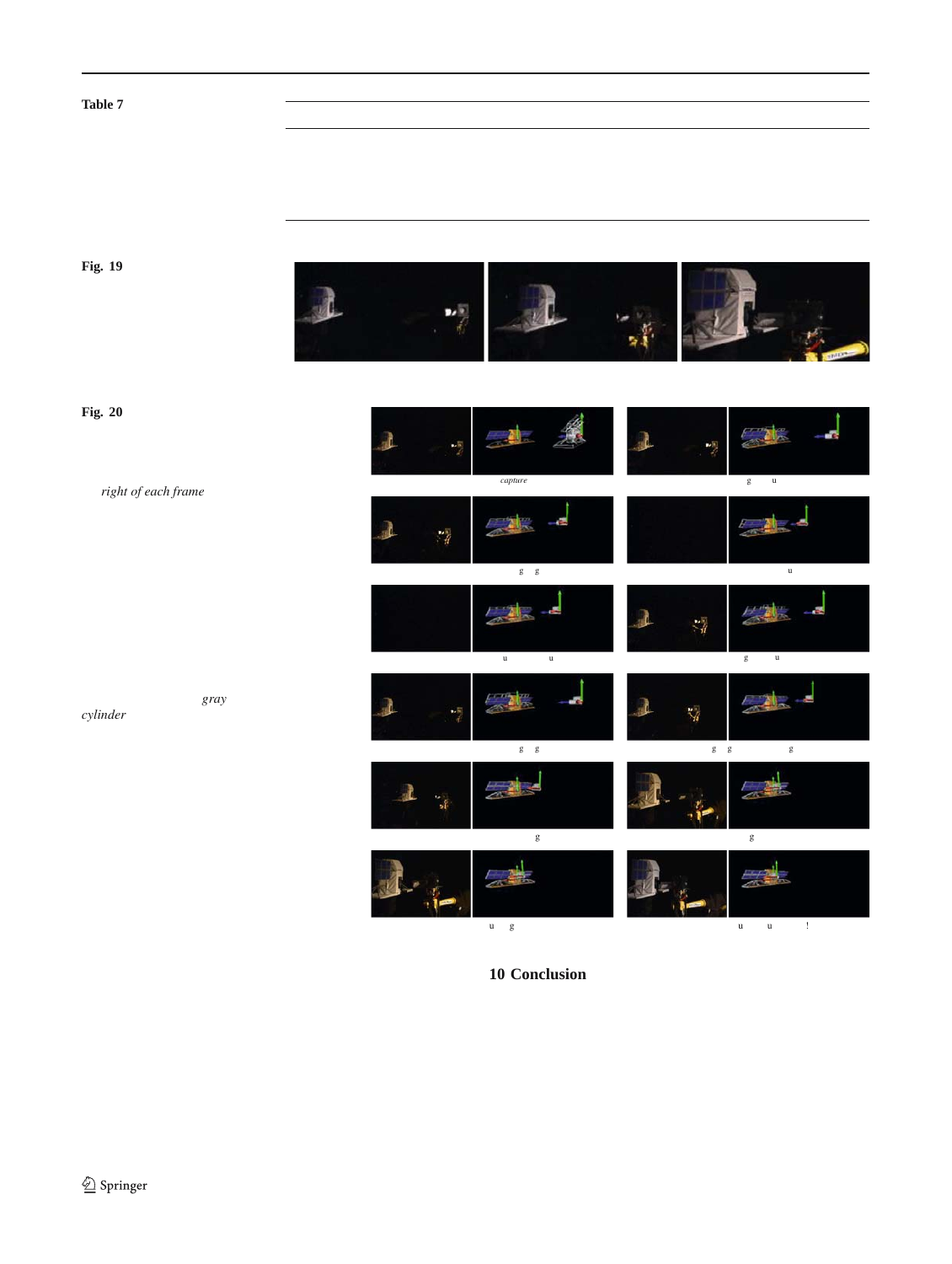**Table 7**

**Fig. 19**

**Fig. 20**

*right of each frame*

*capture*

*gray cylinder*

## 10 Conclusion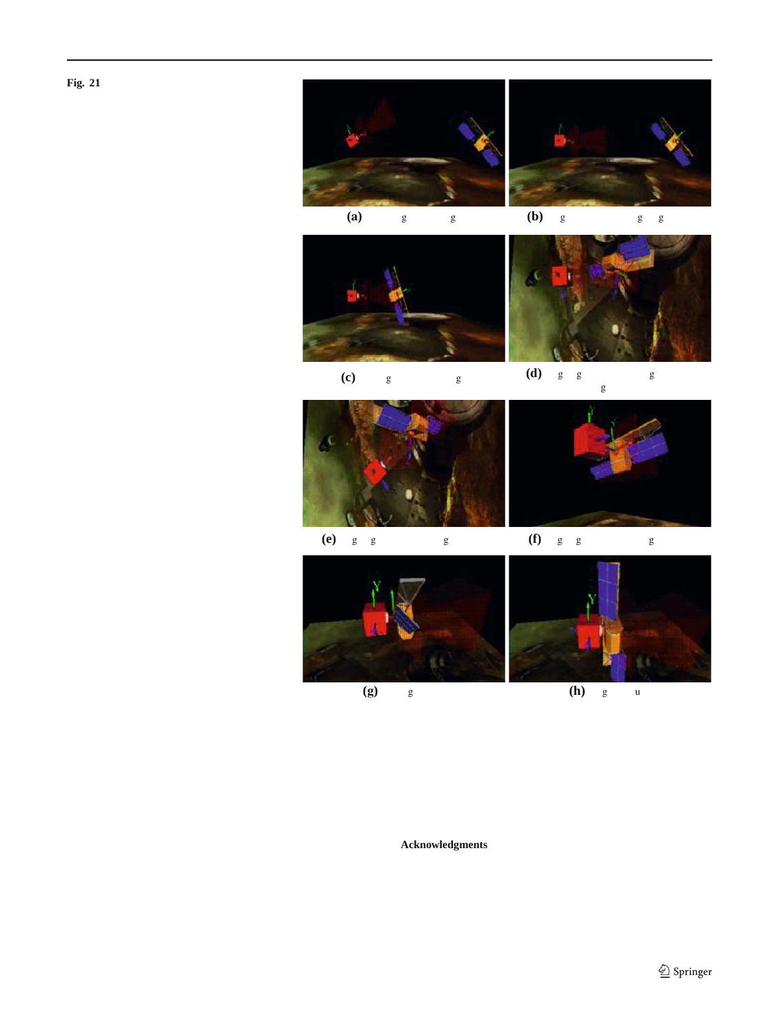**Fig. 21**

**(a)** g g

**(b)** g g g

**(c)** g g

**(d)** g g g g

**(e)** g g g

**(f)** g g g

**(g)** g

**(h)** g u

**Acknowledgments**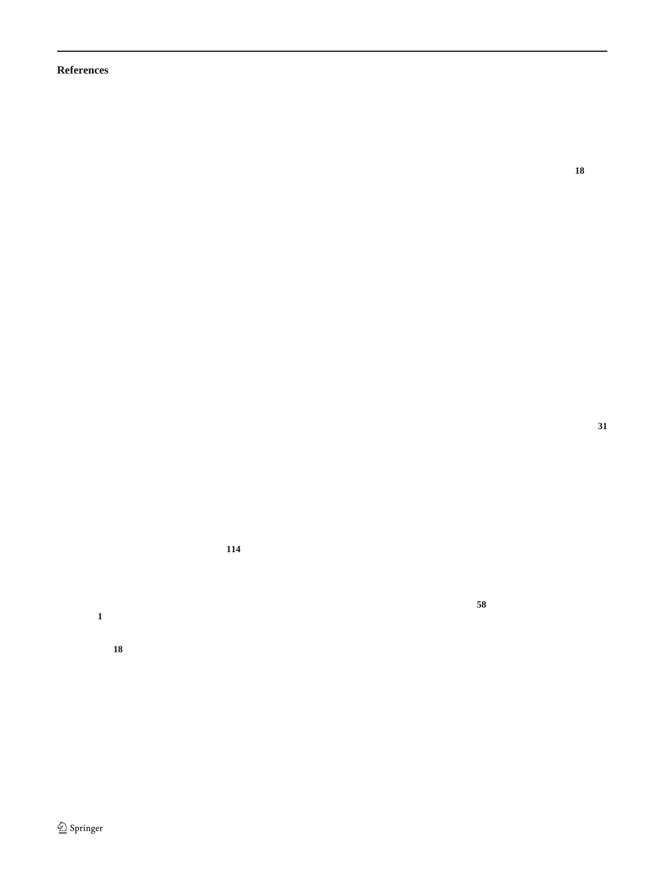## References

**18**

**31**

**114**

**58**

**1**

**18**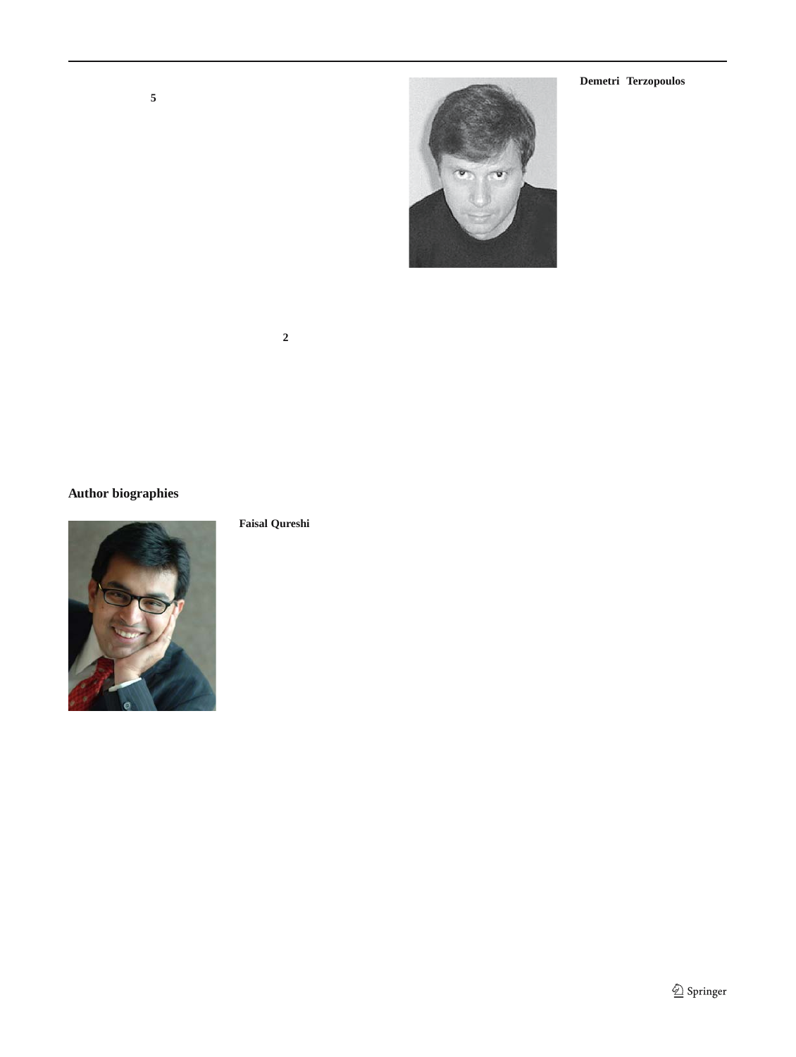5

2

## Author biographies

**Faisal Qureshi**

**Demetri Terzopoulos**